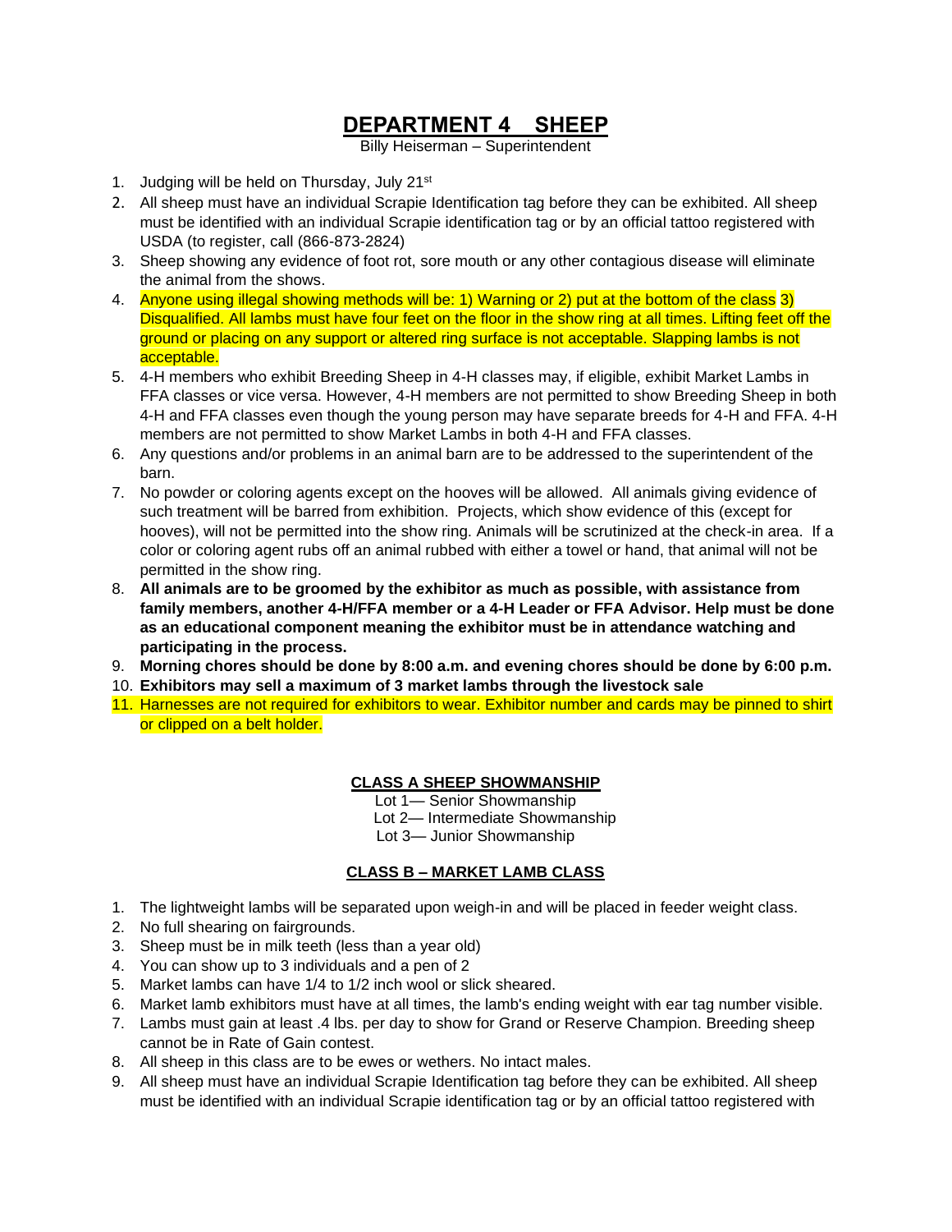# DEPARTMENT 4 SHEEP

Billy Heiserman – Superintendent

1. Judging will be held on Thursday, July 21st
2. All sheep must have an individual Scrapie Identification tag before they can be exhibited. All sheep must be identified with an individual Scrapie identification tag or by an official tattoo registered with USDA (to register, call (866-873-2824)
3. Sheep showing any evidence of foot rot, sore mouth or any other contagious disease will eliminate the animal from the shows.
4. Anyone using illegal showing methods will be: 1) Warning or 2) put at the bottom of the class 3) Disqualified. All lambs must have four feet on the floor in the show ring at all times. Lifting feet off the ground or placing on any support or altered ring surface is not acceptable. Slapping lambs is not acceptable.
5. 4-H members who exhibit Breeding Sheep in 4-H classes may, if eligible, exhibit Market Lambs in FFA classes or vice versa. However, 4-H members are not permitted to show Breeding Sheep in both 4-H and FFA classes even though the young person may have separate breeds for 4-H and FFA. 4-H members are not permitted to show Market Lambs in both 4-H and FFA classes.
6. Any questions and/or problems in an animal barn are to be addressed to the superintendent of the barn.
7. No powder or coloring agents except on the hooves will be allowed. All animals giving evidence of such treatment will be barred from exhibition. Projects, which show evidence of this (except for hooves), will not be permitted into the show ring. Animals will be scrutinized at the check-in area. If a color or coloring agent rubs off an animal rubbed with either a towel or hand, that animal will not be permitted in the show ring.
8. **All animals are to be groomed by the exhibitor as much as possible, with assistance from family members, another 4-H/FFA member or a 4-H Leader or FFA Advisor. Help must be done as an educational component meaning the exhibitor must be in attendance watching and participating in the process.**
9. **Morning chores should be done by 8:00 a.m. and evening chores should be done by 6:00 p.m.**
10. **Exhibitors may sell a maximum of 3 market lambs through the livestock sale**
11. Harnesses are not required for exhibitors to wear. Exhibitor number and cards may be pinned to shirt or clipped on a belt holder.

## CLASS A SHEEP SHOWMANSHIP

Lot 1— Senior Showmanship
Lot 2— Intermediate Showmanship
Lot 3— Junior Showmanship

## CLASS B – MARKET LAMB CLASS

1. The lightweight lambs will be separated upon weigh-in and will be placed in feeder weight class.
2. No full shearing on fairgrounds.
3. Sheep must be in milk teeth (less than a year old)
4. You can show up to 3 individuals and a pen of 2
5. Market lambs can have 1/4 to 1/2 inch wool or slick sheared.
6. Market lamb exhibitors must have at all times, the lamb's ending weight with ear tag number visible.
7. Lambs must gain at least .4 lbs. per day to show for Grand or Reserve Champion. Breeding sheep cannot be in Rate of Gain contest.
8. All sheep in this class are to be ewes or wethers. No intact males.
9. All sheep must have an individual Scrapie Identification tag before they can be exhibited. All sheep must be identified with an individual Scrapie identification tag or by an official tattoo registered with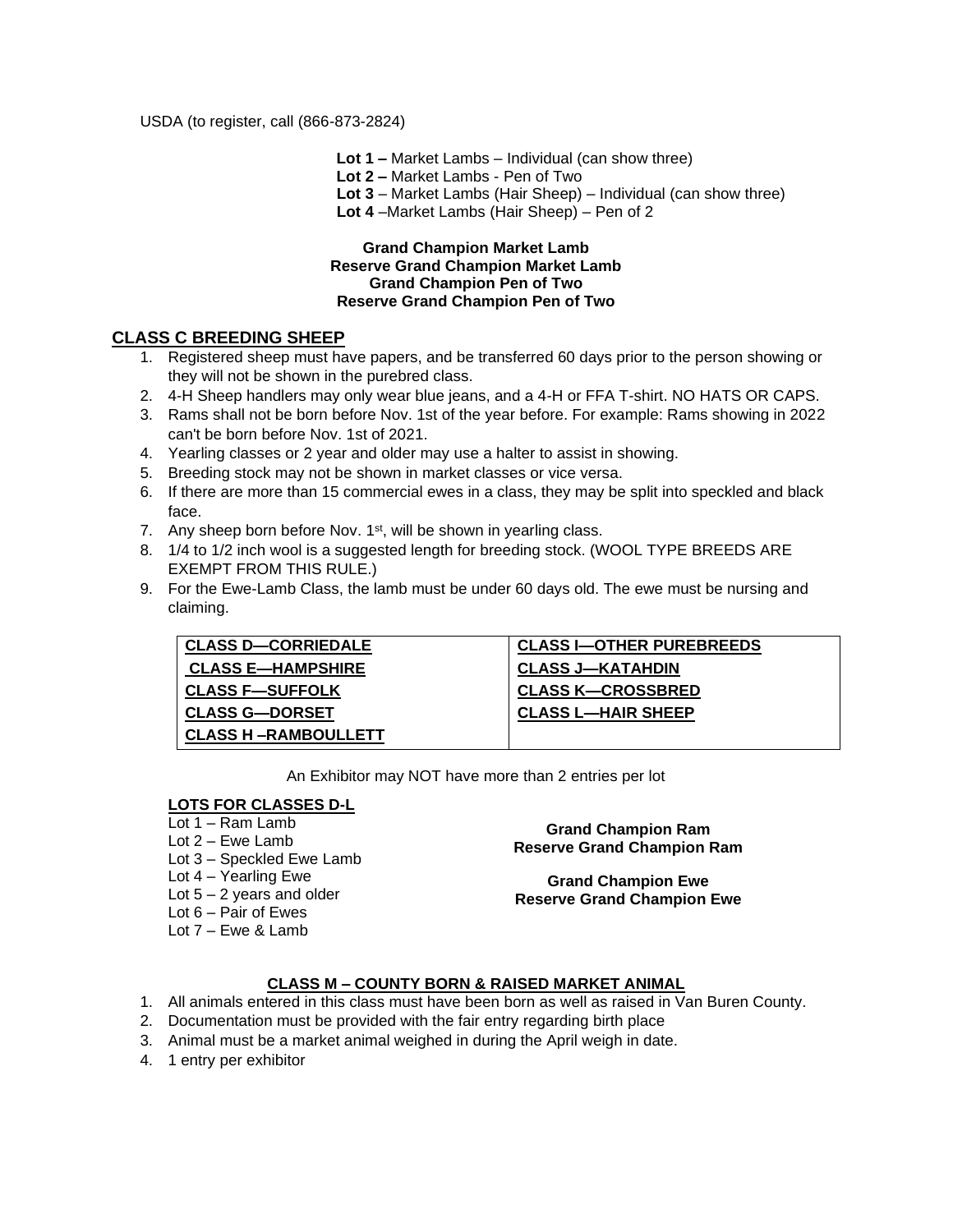USDA (to register, call (866-873-2824)

**Lot 1 –** Market Lambs – Individual (can show three)
**Lot 2 –** Market Lambs - Pen of Two
**Lot 3** – Market Lambs (Hair Sheep) – Individual (can show three)
**Lot 4** –Market Lambs (Hair Sheep) – Pen of 2

**Grand Champion Market Lamb**
**Reserve Grand Champion Market Lamb**
**Grand Champion Pen of Two**
**Reserve Grand Champion Pen of Two**

## CLASS C BREEDING SHEEP

1. Registered sheep must have papers, and be transferred 60 days prior to the person showing or they will not be shown in the purebred class.
2. 4-H Sheep handlers may only wear blue jeans, and a 4-H or FFA T-shirt. NO HATS OR CAPS.
3. Rams shall not be born before Nov. 1st of the year before. For example: Rams showing in 2022 can't be born before Nov. 1st of 2021.
4. Yearling classes or 2 year and older may use a halter to assist in showing.
5. Breeding stock may not be shown in market classes or vice versa.
6. If there are more than 15 commercial ewes in a class, they may be split into speckled and black face.
7. Any sheep born before Nov. 1st, will be shown in yearling class.
8. 1/4 to 1/2 inch wool is a suggested length for breeding stock. (WOOL TYPE BREEDS ARE EXEMPT FROM THIS RULE.)
9. For the Ewe-Lamb Class, the lamb must be under 60 days old. The ewe must be nursing and claiming.

| | |
|---|---|
| **CLASS D—CORRIEDALE** | **CLASS I—OTHER PUREBREEDS** |
| **CLASS E—HAMPSHIRE** | **CLASS J—KATAHDIN** |
| **CLASS F—SUFFOLK** | **CLASS K—CROSSBRED** |
| **CLASS G—DORSET** | **CLASS L—HAIR SHEEP** |
| **CLASS H –RAMBOULLETT** | |

An Exhibitor may NOT have more than 2 entries per lot

**LOTS FOR CLASSES D-L**

Lot 1 – Ram Lamb
Lot 2 – Ewe Lamb
Lot 3 – Speckled Ewe Lamb
Lot 4 – Yearling Ewe
Lot 5 – 2 years and older
Lot 6 – Pair of Ewes
Lot 7 – Ewe & Lamb

**Grand Champion Ram**
**Reserve Grand Champion Ram**

**Grand Champion Ewe**
**Reserve Grand Champion Ewe**

## CLASS M – COUNTY BORN & RAISED MARKET ANIMAL

1. All animals entered in this class must have been born as well as raised in Van Buren County.
2. Documentation must be provided with the fair entry regarding birth place
3. Animal must be a market animal weighed in during the April weigh in date.
4. 1 entry per exhibitor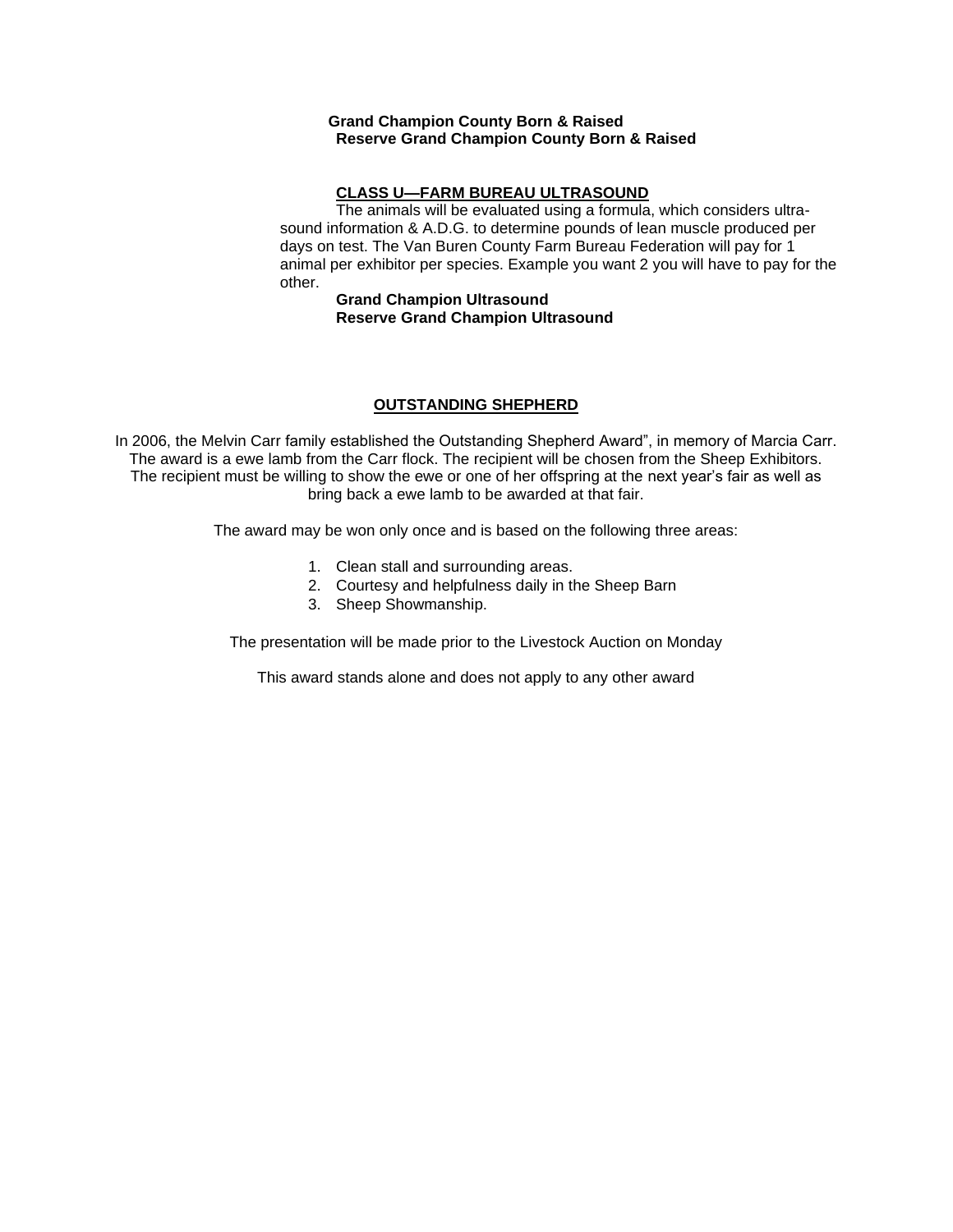**Grand Champion County Born & Raised**
**Reserve Grand Champion County Born & Raised**

**CLASS U—FARM BUREAU ULTRASOUND**

The animals will be evaluated using a formula, which considers ultra-sound information & A.D.G. to determine pounds of lean muscle produced per days on test. The Van Buren County Farm Bureau Federation will pay for 1 animal per exhibitor per species. Example you want 2 you will have to pay for the other.

**Grand Champion Ultrasound**
**Reserve Grand Champion Ultrasound**

## OUTSTANDING SHEPHERD

In 2006, the Melvin Carr family established the Outstanding Shepherd Award", in memory of Marcia Carr. The award is a ewe lamb from the Carr flock. The recipient will be chosen from the Sheep Exhibitors. The recipient must be willing to show the ewe or one of her offspring at the next year's fair as well as bring back a ewe lamb to be awarded at that fair.

The award may be won only once and is based on the following three areas:

1. Clean stall and surrounding areas.
2. Courtesy and helpfulness daily in the Sheep Barn
3. Sheep Showmanship.

The presentation will be made prior to the Livestock Auction on Monday

This award stands alone and does not apply to any other award